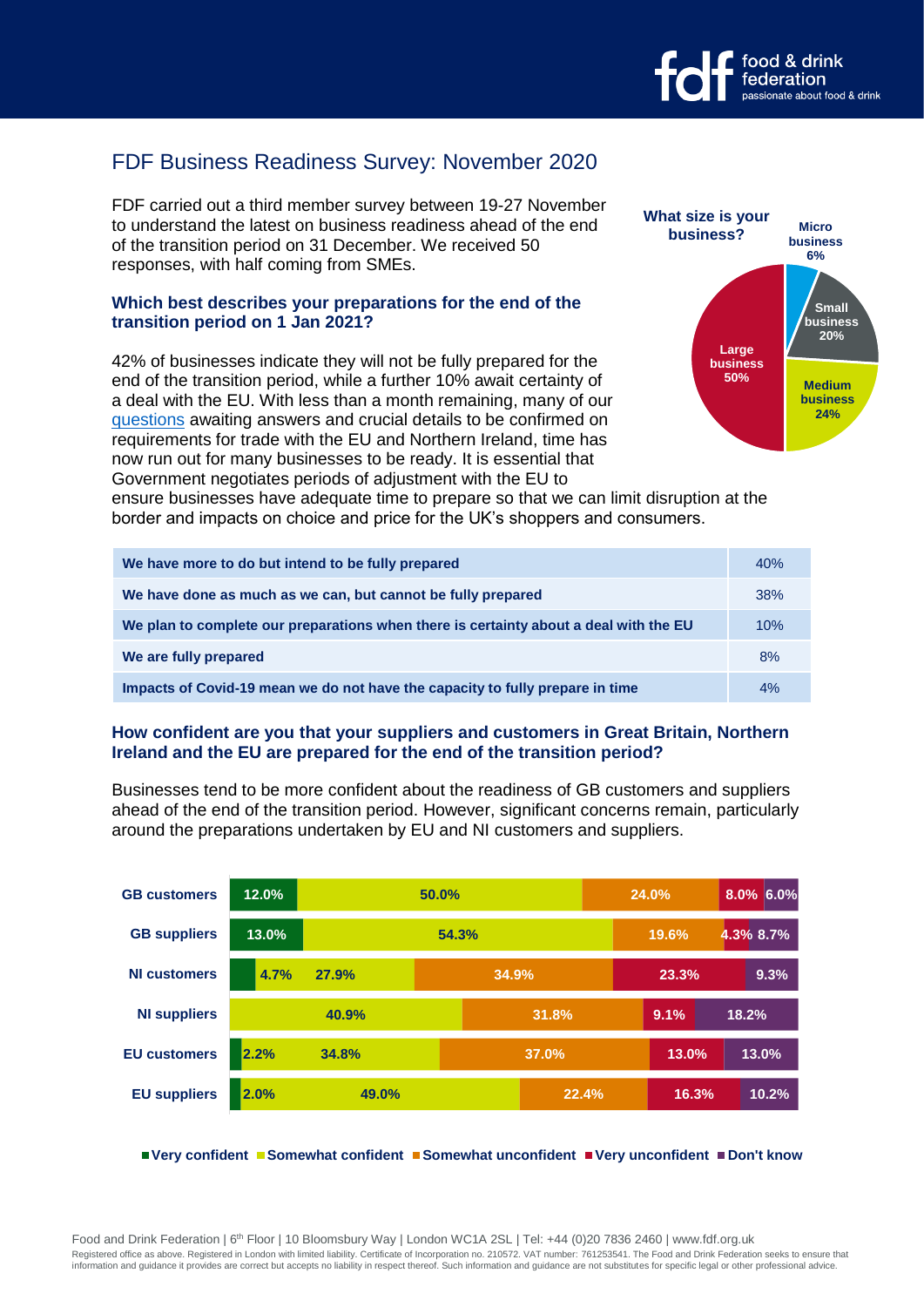# FDF Business Readiness Survey: November 2020

FDF carried out a third member survey between 19-27 November to understand the latest on business readiness ahead of the end of the transition period on 31 December. We received 50 responses, with half coming from SMEs.

What size is your business?

Micro business 6%

Small business 20%

Medium business 24%

Large business 50%

### Which best describes your preparations for the end of the transition period on 1 Jan 2021?

42% of businesses indicate they will not be fully prepared for the end of the transition period, while a further 10% await certainty of a deal with the EU. With less than a month remaining, many of our questions awaiting answers and crucial details to be confirmed on requirements for trade with the EU and Northern Ireland, time has now run out for many businesses to be ready. It is essential that Government negotiates periods of adjustment with the EU to ensure businesses have adequate time to prepare so that we can limit disruption at the border and impacts on choice and price for the UK's shoppers and consumers.

| | |
|---|---|
| We have more to do but intend to be fully prepared | 40% |
| We have done as much as we can, but cannot be fully prepared | 38% |
| We plan to complete our preparations when there is certainty about a deal with the EU | 10% |
| We are fully prepared | 8% |
| Impacts of Covid-19 mean we do not have the capacity to fully prepare in time | 4% |

### How confident are you that your suppliers and customers in Great Britain, Northern Ireland and the EU are prepared for the end of the transition period?

Businesses tend to be more confident about the readiness of GB customers and suppliers ahead of the end of the transition period. However, significant concerns remain, particularly around the preparations undertaken by EU and NI customers and suppliers.

GB customers: 12.0% 50.0% 24.0% 8.0% 6.0%

GB suppliers: 13.0% 54.3% 19.6% 4.3% 8.7%

NI customers: 4.7% 27.9% 34.9% 23.3% 9.3%

NI suppliers: 40.9% 31.8% 9.1% 18.2%

EU customers: 2.2% 34.8% 37.0% 13.0% 13.0%

EU suppliers: 2.0% 49.0% 22.4% 16.3% 10.2%

Very confident, Somewhat confident, Somewhat unconfident, Very unconfident, Don't know

Food and Drink Federation | 6th Floor | 10 Bloomsbury Way | London WC1A 2SL | Tel: +44 (0)20 7836 2460 | www.fdf.org.uk
Registered office as above. Registered in London with limited liability. Certificate of Incorporation no. 210572. VAT number: 761253541. The Food and Drink Federation seeks to ensure that information and guidance it provides are correct but accepts no liability in respect thereof. Such information and guidance are not substitutes for specific legal or other professional advice.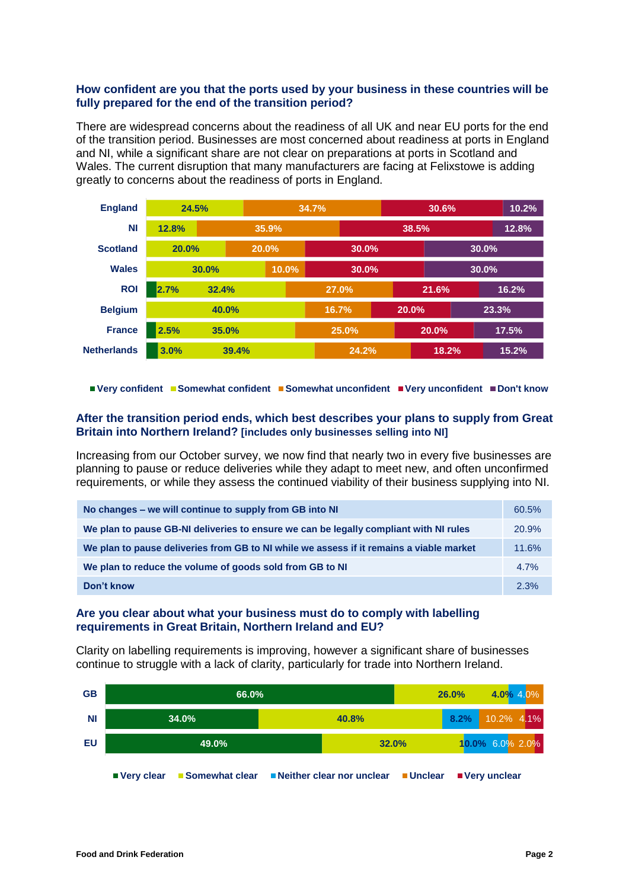### How confident are you that the ports used by your business in these countries will be fully prepared for the end of the transition period?

There are widespread concerns about the readiness of all UK and near EU ports for the end of the transition period. Businesses are most concerned about readiness at ports in England and NI, while a significant share are not clear on preparations at ports in Scotland and Wales. The current disruption that many manufacturers are facing at Felixstowe is adding greatly to concerns about the readiness of ports in England.

| | Very confident | Somewhat confident | Somewhat unconfident | Very unconfident | Don't know |
|---|---|---|---|---|---|
| England | | 24.5% | 34.7% | 30.6% | 10.2% |
| NI | | 12.8% | 35.9% | 38.5% | 12.8% |
| Scotland | | 20.0% | 20.0% | 30.0% | 30.0% |
| Wales | | 30.0% | 10.0% | 30.0% | 30.0% |
| ROI | 2.7% | 32.4% | 27.0% | 21.6% | 16.2% |
| Belgium | | 40.0% | 16.7% | 20.0% | 23.3% |
| France | 2.5% | 35.0% | 25.0% | 20.0% | 17.5% |
| Netherlands | 3.0% | 39.4% | 24.2% | 18.2% | 15.2% |

### After the transition period ends, which best describes your plans to supply from Great Britain into Northern Ireland? [includes only businesses selling into NI]

Increasing from our October survey, we now find that nearly two in every five businesses are planning to pause or reduce deliveries while they adapt to meet new, and often unconfirmed requirements, or while they assess the continued viability of their business supplying into NI.

| | |
|---|---|
| **No changes – we will continue to supply from GB into NI** | 60.5% |
| **We plan to pause GB-NI deliveries to ensure we can be legally compliant with NI rules** | 20.9% |
| **We plan to pause deliveries from GB to NI while we assess if it remains a viable market** | 11.6% |
| **We plan to reduce the volume of goods sold from GB to NI** | 4.7% |
| **Don't know** | 2.3% |

### Are you clear about what your business must do to comply with labelling requirements in Great Britain, Northern Ireland and EU?

Clarity on labelling requirements is improving, however a significant share of businesses continue to struggle with a lack of clarity, particularly for trade into Northern Ireland.

| | Very clear | Somewhat clear | Neither clear nor unclear | Unclear | Very unclear |
|---|---|---|---|---|---|
| GB | 66.0% | 26.0% | 4.0% | 4.0% | |
| NI | 34.0% | 40.8% | 8.2% | 10.2% | 4.1% |
| EU | 49.0% | 32.0% | 10.0% | 6.0% | 2.0% |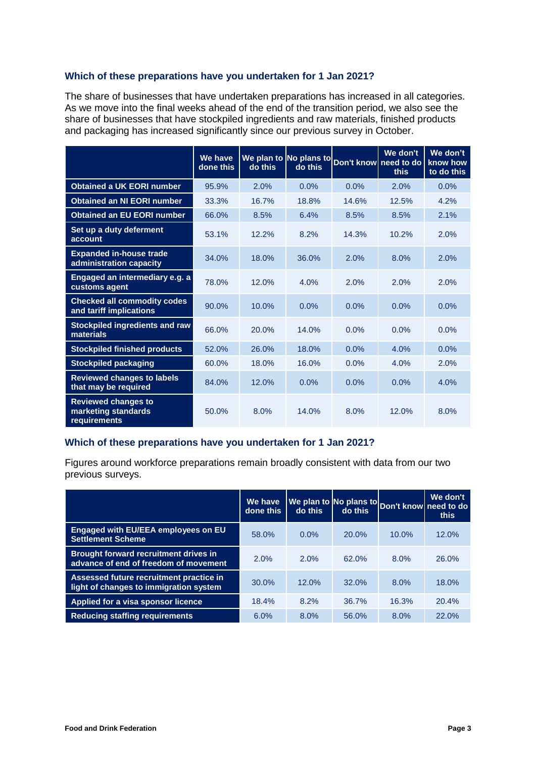### Which of these preparations have you undertaken for 1 Jan 2021?

The share of businesses that have undertaken preparations has increased in all categories. As we move into the final weeks ahead of the end of the transition period, we also see the share of businesses that have stockpiled ingredients and raw materials, finished products and packaging has increased significantly since our previous survey in October.

| | We have done this | We plan to do this | No plans to do this | Don't know | We don't need to do this | We don't know how to do this |
|---|---|---|---|---|---|---|
| Obtained a UK EORI number | 95.9% | 2.0% | 0.0% | 0.0% | 2.0% | 0.0% |
| Obtained an NI EORI number | 33.3% | 16.7% | 18.8% | 14.6% | 12.5% | 4.2% |
| Obtained an EU EORI number | 66.0% | 8.5% | 6.4% | 8.5% | 8.5% | 2.1% |
| Set up a duty deferment account | 53.1% | 12.2% | 8.2% | 14.3% | 10.2% | 2.0% |
| Expanded in-house trade administration capacity | 34.0% | 18.0% | 36.0% | 2.0% | 8.0% | 2.0% |
| Engaged an intermediary e.g. a customs agent | 78.0% | 12.0% | 4.0% | 2.0% | 2.0% | 2.0% |
| Checked all commodity codes and tariff implications | 90.0% | 10.0% | 0.0% | 0.0% | 0.0% | 0.0% |
| Stockpiled ingredients and raw materials | 66.0% | 20.0% | 14.0% | 0.0% | 0.0% | 0.0% |
| Stockpiled finished products | 52.0% | 26.0% | 18.0% | 0.0% | 4.0% | 0.0% |
| Stockpiled packaging | 60.0% | 18.0% | 16.0% | 0.0% | 4.0% | 2.0% |
| Reviewed changes to labels that may be required | 84.0% | 12.0% | 0.0% | 0.0% | 0.0% | 4.0% |
| Reviewed changes to marketing standards requirements | 50.0% | 8.0% | 14.0% | 8.0% | 12.0% | 8.0% |

### Which of these preparations have you undertaken for 1 Jan 2021?

Figures around workforce preparations remain broadly consistent with data from our two previous surveys.

| | We have done this | We plan to do this | No plans to do this | Don't know | We don't need to do this |
|---|---|---|---|---|---|
| Engaged with EU/EEA employees on EU Settlement Scheme | 58.0% | 0.0% | 20.0% | 10.0% | 12.0% |
| Brought forward recruitment drives in advance of end of freedom of movement | 2.0% | 2.0% | 62.0% | 8.0% | 26.0% |
| Assessed future recruitment practice in light of changes to immigration system | 30.0% | 12.0% | 32.0% | 8.0% | 18.0% |
| Applied for a visa sponsor licence | 18.4% | 8.2% | 36.7% | 16.3% | 20.4% |
| Reducing staffing requirements | 6.0% | 8.0% | 56.0% | 8.0% | 22.0% |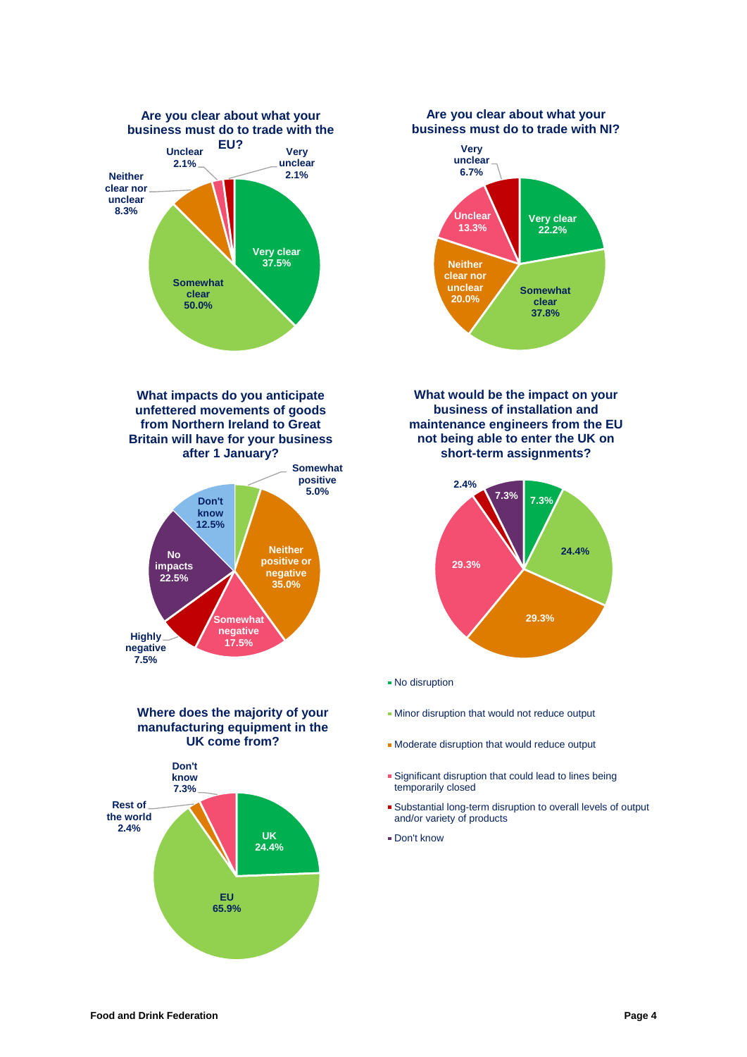**Are you clear about what your business must do to trade with the EU?**

Very clear 37.5%
Somewhat clear 50.0%
Neither clear nor unclear 8.3%
Unclear 2.1%
Very unclear 2.1%

**Are you clear about what your business must do to trade with NI?**

Very clear 22.2%
Somewhat clear 37.8%
Neither clear nor unclear 20.0%
Unclear 13.3%
Very unclear 6.7%

**What impacts do you anticipate unfettered movements of goods from Northern Ireland to Great Britain will have for your business after 1 January?**

Somewhat positive 5.0%
Neither positive or negative 35.0%
Somewhat negative 17.5%
Highly negative 7.5%
No impacts 22.5%
Don't know 12.5%

**What would be the impact on your business of installation and maintenance engineers from the EU not being able to enter the UK on short-term assignments?**

7.3%
24.4%
29.3%
29.3%
2.4%
7.3%

- No disruption
- Minor disruption that would not reduce output
- Moderate disruption that would reduce output
- Significant disruption that could lead to lines being temporarily closed
- Substantial long-term disruption to overall levels of output and/or variety of products
- Don't know

**Where does the majority of your manufacturing equipment in the UK come from?**

UK 24.4%
EU 65.9%
Rest of the world 2.4%
Don't know 7.3%